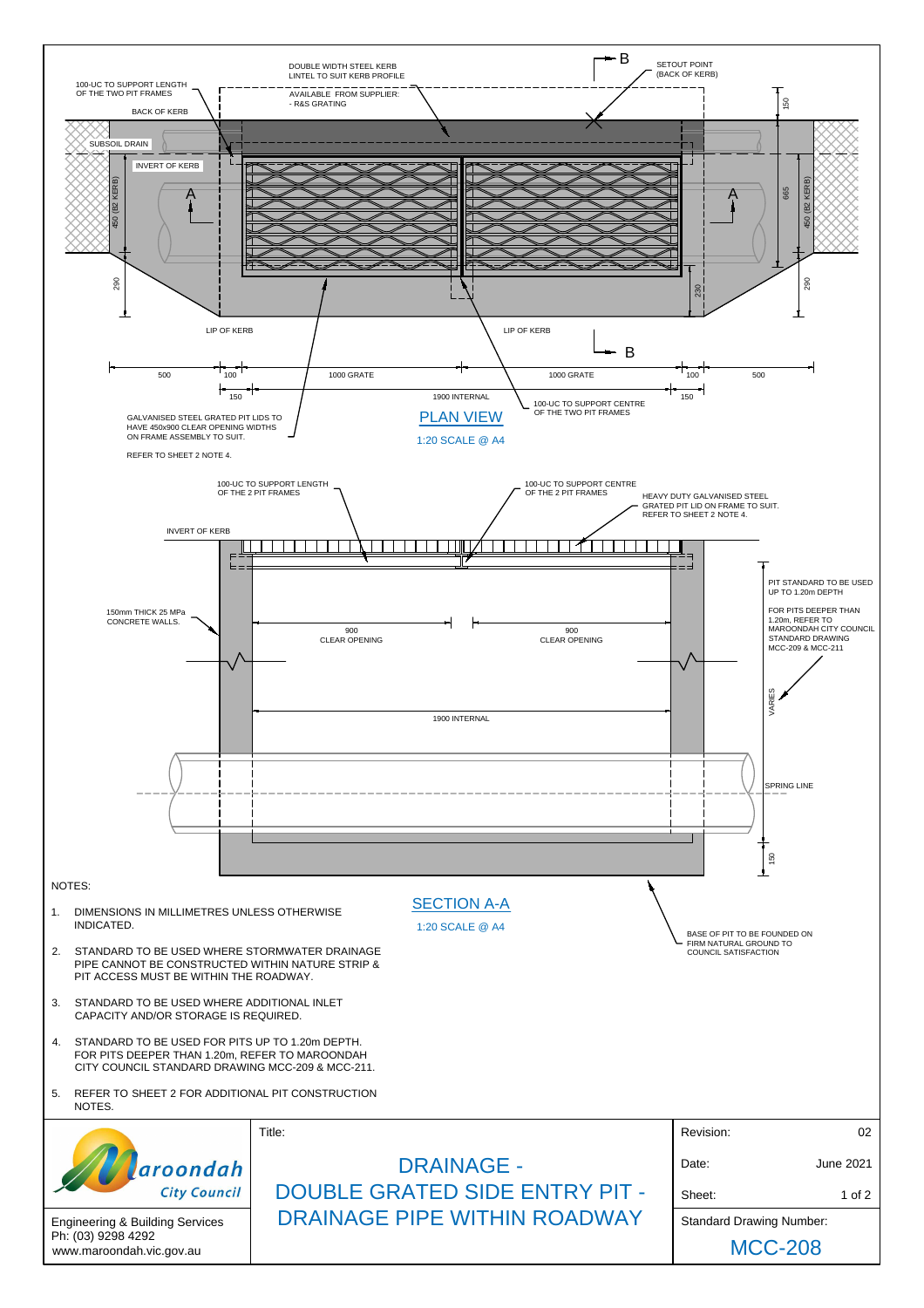## PLAN VIEW

1:20 SCALE @ A4

DOUBLE WIDTH STEEL KERB LINTEL TO SUIT KERB PROFILE

AVAILABLE FROM SUPPLIER:
- R&S GRATING

100-UC TO SUPPORT LENGTH OF THE TWO PIT FRAMES

BACK OF KERB

SUBSOIL DRAIN

INVERT OF KERB

SETOUT POINT (BACK OF KERB)

LIP OF KERB

GALVANISED STEEL GRATED PIT LIDS TO HAVE 450x900 CLEAR OPENING WIDTHS ON FRAME ASSEMBLY TO SUIT.

REFER TO SHEET 2 NOTE 4.

100-UC TO SUPPORT CENTRE OF THE TWO PIT FRAMES

500 | 100 | 1000 GRATE | 1000 GRATE | 100 | 500

150 | 1900 INTERNAL | 150

150 | 665 | 450 (82 KERB) | 290 | 230

## SECTION A-A

1:20 SCALE @ A4

100-UC TO SUPPORT LENGTH OF THE 2 PIT FRAMES

100-UC TO SUPPORT CENTRE OF THE 2 PIT FRAMES

HEAVY DUTY GALVANISED STEEL GRATED PIT LID ON FRAME TO SUIT. REFER TO SHEET 2 NOTE 4.

INVERT OF KERB

150mm THICK 25 MPa CONCRETE WALLS.

900 CLEAR OPENING | 900 CLEAR OPENING

1900 INTERNAL

PIT STANDARD TO BE USED UP TO 1.20m DEPTH

FOR PITS DEEPER THAN 1.20m, REFER TO MAROONDAH CITY COUNCIL STANDARD DRAWING MCC-209 & MCC-211

VARIES

SPRING LINE

150

BASE OF PIT TO BE FOUNDED ON FIRM NATURAL GROUND TO COUNCIL SATISFACTION

NOTES:

1. DIMENSIONS IN MILLIMETRES UNLESS OTHERWISE INDICATED.
2. STANDARD TO BE USED WHERE STORMWATER DRAINAGE PIPE CANNOT BE CONSTRUCTED WITHIN NATURE STRIP & PIT ACCESS MUST BE WITHIN THE ROADWAY.
3. STANDARD TO BE USED WHERE ADDITIONAL INLET CAPACITY AND/OR STORAGE IS REQUIRED.
4. STANDARD TO BE USED FOR PITS UP TO 1.20m DEPTH. FOR PITS DEEPER THAN 1.20m, REFER TO MAROONDAH CITY COUNCIL STANDARD DRAWING MCC-209 & MCC-211.
5. REFER TO SHEET 2 FOR ADDITIONAL PIT CONSTRUCTION NOTES.

| Maroondah City Council | Title: | Revision: 02 |
|---|---|---|
| Engineering & Building Services<br>Ph: (03) 9298 4292<br>www.maroondah.vic.gov.au | DRAINAGE - DOUBLE GRATED SIDE ENTRY PIT - DRAINAGE PIPE WITHIN ROADWAY | Date: June 2021<br>Sheet: 1 of 2<br>Standard Drawing Number: MCC-208 |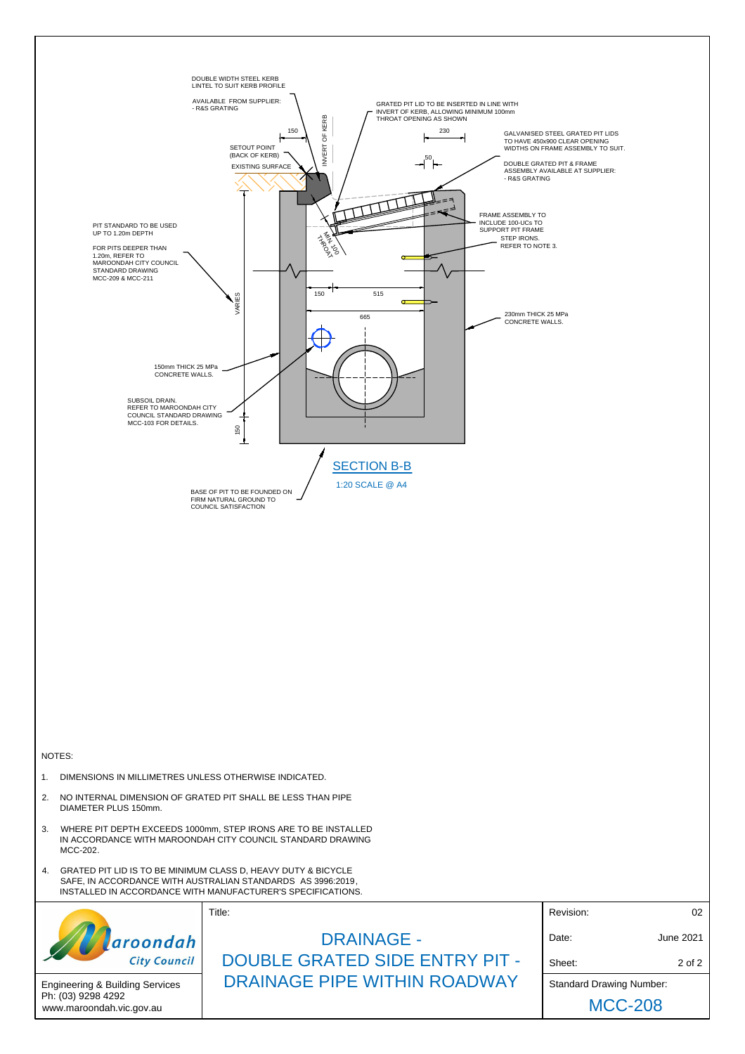DOUBLE WIDTH STEEL KERB LINTEL TO SUIT KERB PROFILE

AVAILABLE FROM SUPPLIER:
- R&S GRATING

GRATED PIT LID TO BE INSERTED IN LINE WITH INVERT OF KERB, ALLOWING MINIMUM 100mm THROAT OPENING AS SHOWN

150

INVERT OF KERB

230

SETOUT POINT (BACK OF KERB)

EXISTING SURFACE

50

GALVANISED STEEL GRATED PIT LIDS TO HAVE 450x900 CLEAR OPENING WIDTHS ON FRAME ASSEMBLY TO SUIT.

DOUBLE GRATED PIT & FRAME ASSEMBLY AVAILABLE AT SUPPLIER:
- R&S GRATING

FRAME ASSEMBLY TO INCLUDE 100-UCs TO SUPPORT PIT FRAME

STEP IRONS. REFER TO NOTE 3.

PIT STANDARD TO BE USED UP TO 1.20m DEPTH

FOR PITS DEEPER THAN 1.20m, REFER TO MAROONDAH CITY COUNCIL STANDARD DRAWING MCC-209 & MCC-211

MIN 100 THROAT

VARIES

150

515

665

230mm THICK 25 MPa CONCRETE WALLS.

150mm THICK 25 MPa CONCRETE WALLS.

SUBSOIL DRAIN. REFER TO MAROONDAH CITY COUNCIL STANDARD DRAWING MCC-103 FOR DETAILS.

150

SECTION B-B

1:20 SCALE @ A4

BASE OF PIT TO BE FOUNDED ON FIRM NATURAL GROUND TO COUNCIL SATISFACTION

NOTES:

1. DIMENSIONS IN MILLIMETRES UNLESS OTHERWISE INDICATED.
2. NO INTERNAL DIMENSION OF GRATED PIT SHALL BE LESS THAN PIPE DIAMETER PLUS 150mm.
3. WHERE PIT DEPTH EXCEEDS 1000mm, STEP IRONS ARE TO BE INSTALLED IN ACCORDANCE WITH MAROONDAH CITY COUNCIL STANDARD DRAWING MCC-202.
4. GRATED PIT LID IS TO BE MINIMUM CLASS D, HEAVY DUTY & BICYCLE SAFE, IN ACCORDANCE WITH AUSTRALIAN STANDARDS AS 3996:2019, INSTALLED IN ACCORDANCE WITH MANUFACTURER'S SPECIFICATIONS.

| | | | |
|---|---|---|---|
| Maroondah City Council | Title: | Revision: | 02 |
| | DRAINAGE - DOUBLE GRATED SIDE ENTRY PIT - DRAINAGE PIPE WITHIN ROADWAY | Date: | June 2021 |
| | | Sheet: | 2 of 2 |
| Engineering & Building Services<br>Ph: (03) 9298 4292<br>www.maroondah.vic.gov.au | | Standard Drawing Number: | MCC-208 |